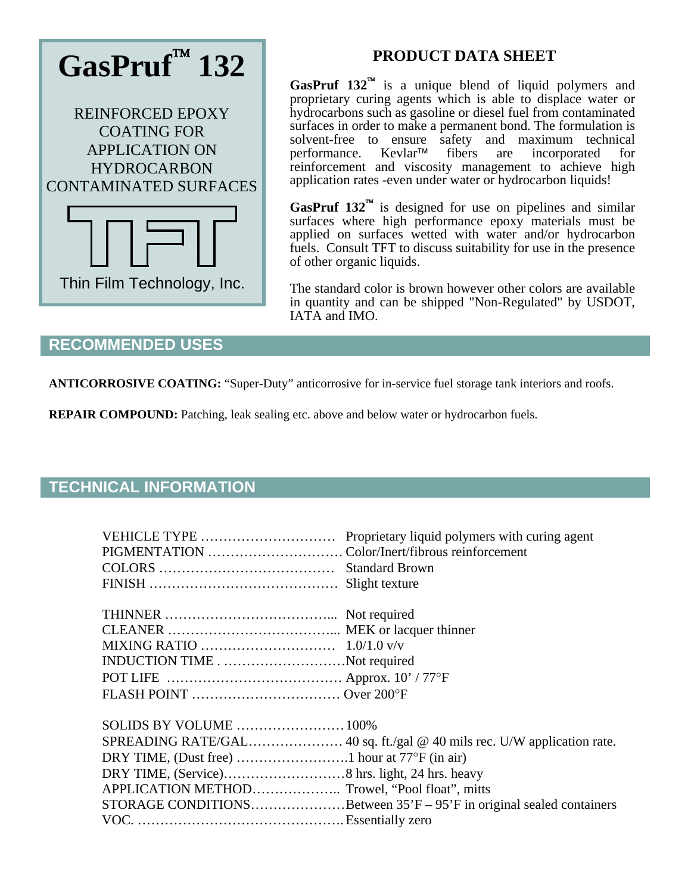# GasPruf™ 132

REINFORCED EPOXY COATING FOR APPLICATION ON HYDROCARBON CONTAMINATED SURFACES

TFT

Thin Film Technology, Inc.

## PRODUCT DATA SHEET

**GasPruf 132™** is a unique blend of liquid polymers and proprietary curing agents which is able to displace water or hydrocarbons such as gasoline or diesel fuel from contaminated surfaces in order to make a permanent bond. The formulation is solvent-free to ensure safety and maximum technical performance. Kevlar™ fibers are incorporated for reinforcement and viscosity management to achieve high application rates -even under water or hydrocarbon liquids!

**GasPruf 132™** is designed for use on pipelines and similar surfaces where high performance epoxy materials must be applied on surfaces wetted with water and/or hydrocarbon fuels. Consult TFT to discuss suitability for use in the presence of other organic liquids.

The standard color is brown however other colors are available in quantity and can be shipped "Non-Regulated" by USDOT, IATA and IMO.

## RECOMMENDED USES

**ANTICORROSIVE COATING:** "Super-Duty" anticorrosive for in-service fuel storage tank interiors and roofs.

**REPAIR COMPOUND:** Patching, leak sealing etc. above and below water or hydrocarbon fuels.

## TECHNICAL INFORMATION

| | |
|---|---|
| VEHICLE TYPE | Proprietary liquid polymers with curing agent |
| PIGMENTATION | Color/Inert/fibrous reinforcement |
| COLORS | Standard Brown |
| FINISH | Slight texture |
| THINNER | Not required |
| CLEANER | MEK or lacquer thinner |
| MIXING RATIO | 1.0/1.0 v/v |
| INDUCTION TIME | Not required |
| POT LIFE | Approx. 10' / 77°F |
| FLASH POINT | Over 200°F |
| SOLIDS BY VOLUME | 100% |
| SPREADING RATE/GAL | 40 sq. ft./gal @ 40 mils rec. U/W application rate. |
| DRY TIME, (Dust free) | 1 hour at 77°F (in air) |
| DRY TIME, (Service) | 8 hrs. light, 24 hrs. heavy |
| APPLICATION METHOD | Trowel, "Pool float", mitts |
| STORAGE CONDITIONS | Between 35'F – 95'F in original sealed containers |
| VOC. | Essentially zero |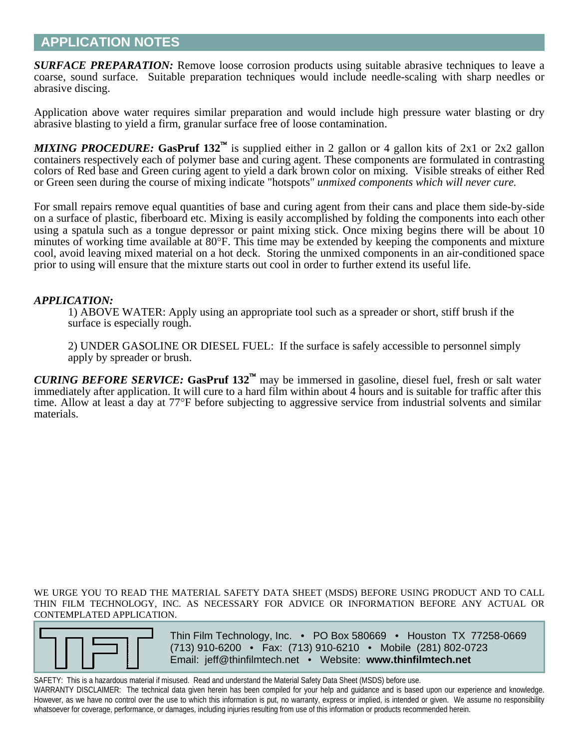## APPLICATION NOTES

***SURFACE PREPARATION:*** Remove loose corrosion products using suitable abrasive techniques to leave a coarse, sound surface. Suitable preparation techniques would include needle-scaling with sharp needles or abrasive discing.

Application above water requires similar preparation and would include high pressure water blasting or dry abrasive blasting to yield a firm, granular surface free of loose contamination.

***MIXING PROCEDURE:*** **GasPruf 132™** is supplied either in 2 gallon or 4 gallon kits of 2x1 or 2x2 gallon containers respectively each of polymer base and curing agent. These components are formulated in contrasting colors of Red base and Green curing agent to yield a dark brown color on mixing. Visible streaks of either Red or Green seen during the course of mixing indicate "hotspots" *unmixed components which will never cure.*

For small repairs remove equal quantities of base and curing agent from their cans and place them side-by-side on a surface of plastic, fiberboard etc. Mixing is easily accomplished by folding the components into each other using a spatula such as a tongue depressor or paint mixing stick. Once mixing begins there will be about 10 minutes of working time available at 80°F. This time may be extended by keeping the components and mixture cool, avoid leaving mixed material on a hot deck. Storing the unmixed components in an air-conditioned space prior to using will ensure that the mixture starts out cool in order to further extend its useful life.

***APPLICATION:***

1) ABOVE WATER: Apply using an appropriate tool such as a spreader or short, stiff brush if the surface is especially rough.

2) UNDER GASOLINE OR DIESEL FUEL: If the surface is safely accessible to personnel simply apply by spreader or brush.

***CURING BEFORE SERVICE:*** **GasPruf 132™** may be immersed in gasoline, diesel fuel, fresh or salt water immediately after application. It will cure to a hard film within about 4 hours and is suitable for traffic after this time. Allow at least a day at 77°F before subjecting to aggressive service from industrial solvents and similar materials.

WE URGE YOU TO READ THE MATERIAL SAFETY DATA SHEET (MSDS) BEFORE USING PRODUCT AND TO CALL THIN FILM TECHNOLOGY, INC. AS NECESSARY FOR ADVICE OR INFORMATION BEFORE ANY ACTUAL OR CONTEMPLATED APPLICATION.

TFT

Thin Film Technology, Inc. • PO Box 580669 • Houston TX 77258-0669
(713) 910-6200 • Fax: (713) 910-6210 • Mobile (281) 802-0723
Email: jeff@thinfilmtech.net • Website: **www.thinfilmtech.net**

SAFETY: This is a hazardous material if misused. Read and understand the Material Safety Data Sheet (MSDS) before use.
WARRANTY DISCLAIMER: The technical data given herein has been compiled for your help and guidance and is based upon our experience and knowledge. However, as we have no control over the use to which this information is put, no warranty, express or implied, is intended or given. We assume no responsibility whatsoever for coverage, performance, or damages, including injuries resulting from use of this information or products recommended herein.